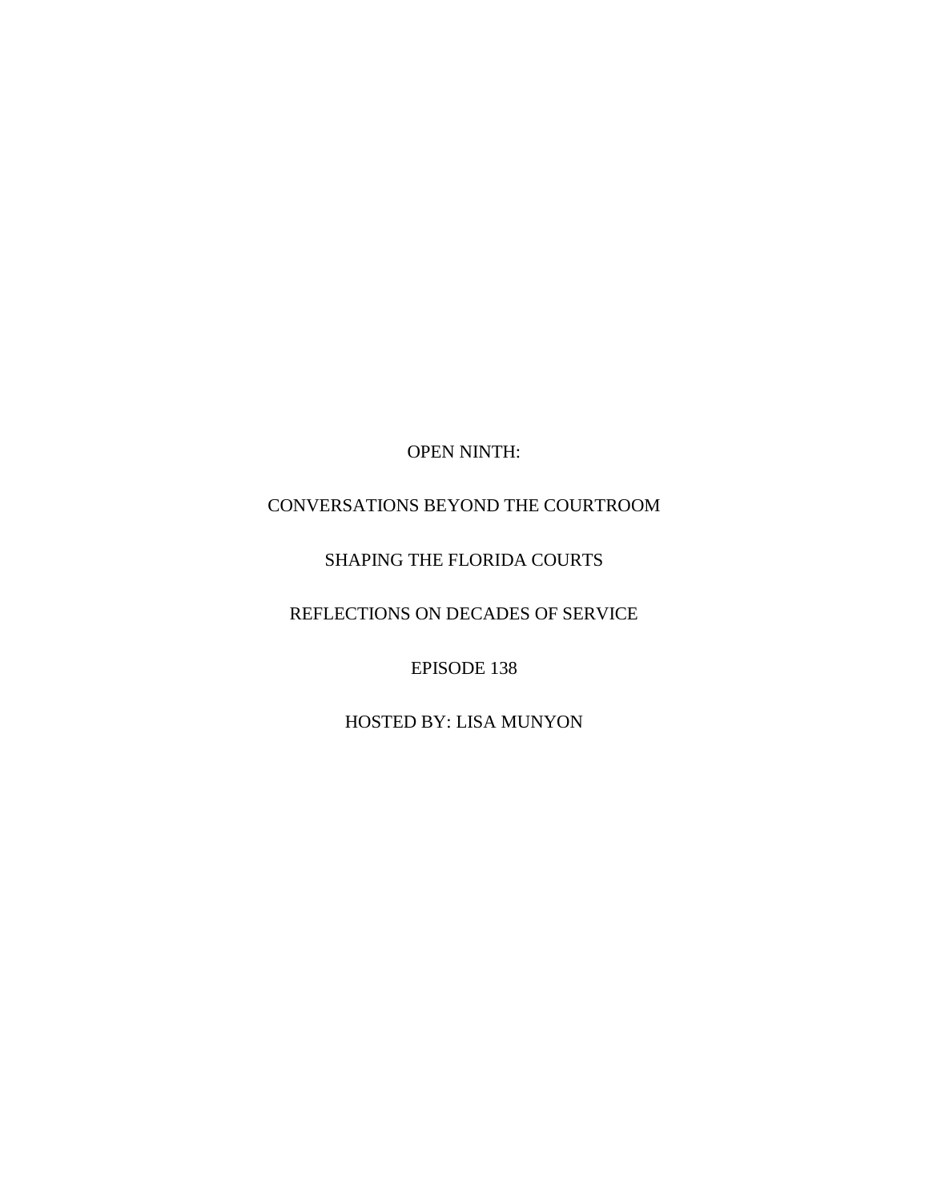# OPEN NINTH:

## CONVERSATIONS BEYOND THE COURTROOM

## SHAPING THE FLORIDA COURTS

## REFLECTIONS ON DECADES OF SERVICE

EPISODE 138

HOSTED BY: LISA MUNYON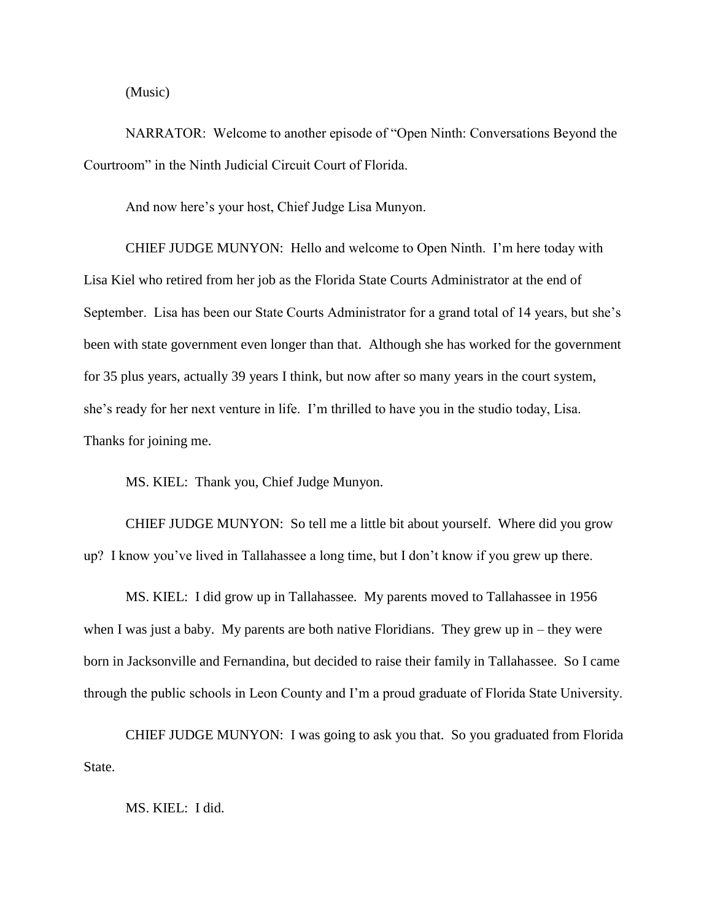(Music)

NARRATOR: Welcome to another episode of "Open Ninth: Conversations Beyond the Courtroom" in the Ninth Judicial Circuit Court of Florida.

And now here's your host, Chief Judge Lisa Munyon.

CHIEF JUDGE MUNYON: Hello and welcome to Open Ninth. I'm here today with Lisa Kiel who retired from her job as the Florida State Courts Administrator at the end of September. Lisa has been our State Courts Administrator for a grand total of 14 years, but she's been with state government even longer than that. Although she has worked for the government for 35 plus years, actually 39 years I think, but now after so many years in the court system, she's ready for her next venture in life. I'm thrilled to have you in the studio today, Lisa. Thanks for joining me.

MS. KIEL: Thank you, Chief Judge Munyon.

CHIEF JUDGE MUNYON: So tell me a little bit about yourself. Where did you grow up? I know you've lived in Tallahassee a long time, but I don't know if you grew up there.

MS. KIEL: I did grow up in Tallahassee. My parents moved to Tallahassee in 1956 when I was just a baby. My parents are both native Floridians. They grew up in – they were born in Jacksonville and Fernandina, but decided to raise their family in Tallahassee. So I came through the public schools in Leon County and I'm a proud graduate of Florida State University.

CHIEF JUDGE MUNYON: I was going to ask you that. So you graduated from Florida State.

MS. KIEL: I did.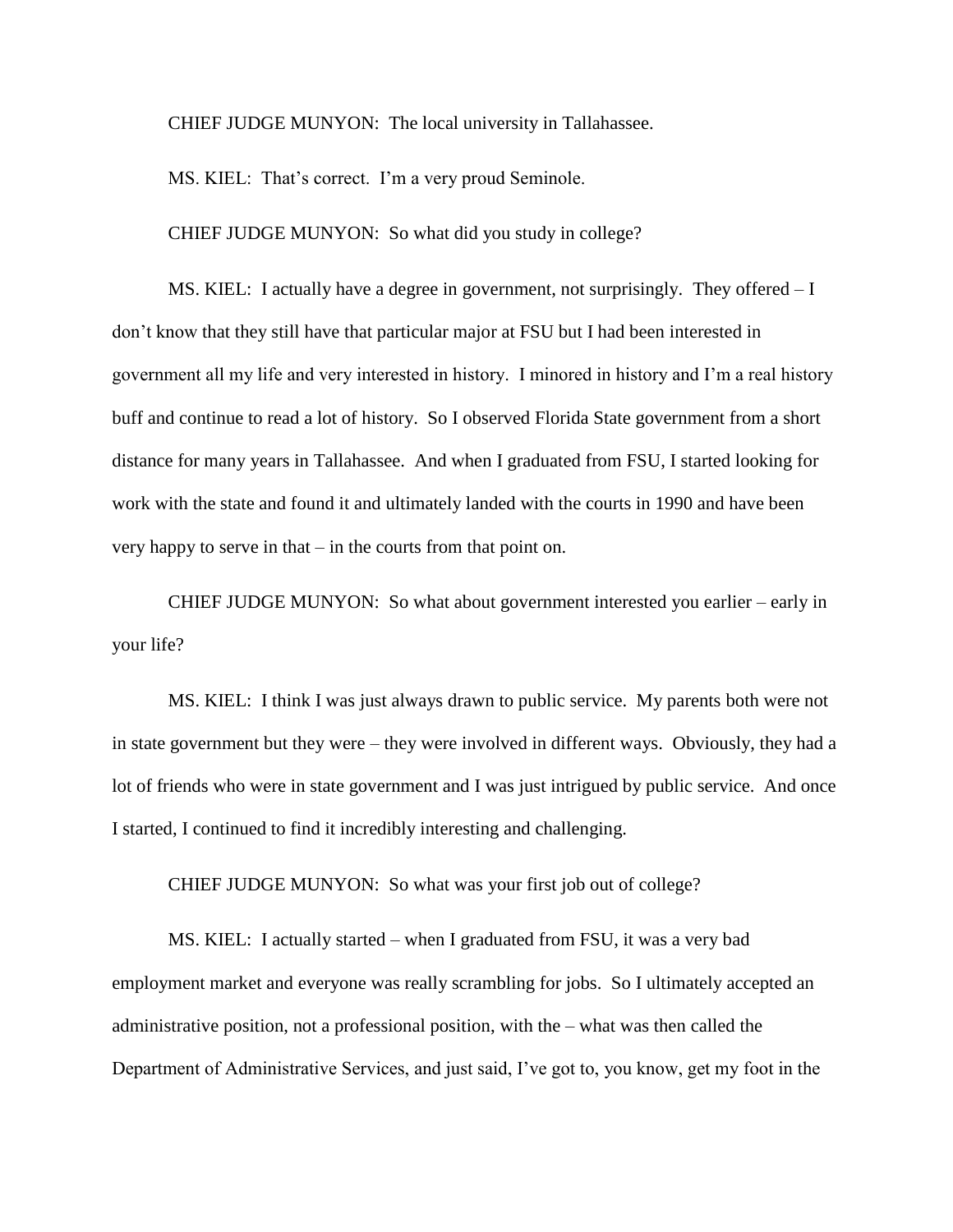CHIEF JUDGE MUNYON: The local university in Tallahassee.

MS. KIEL: That's correct. I'm a very proud Seminole.

CHIEF JUDGE MUNYON: So what did you study in college?

MS. KIEL: I actually have a degree in government, not surprisingly. They offered – I don't know that they still have that particular major at FSU but I had been interested in government all my life and very interested in history. I minored in history and I'm a real history buff and continue to read a lot of history. So I observed Florida State government from a short distance for many years in Tallahassee. And when I graduated from FSU, I started looking for work with the state and found it and ultimately landed with the courts in 1990 and have been very happy to serve in that – in the courts from that point on.

CHIEF JUDGE MUNYON: So what about government interested you earlier – early in your life?

MS. KIEL: I think I was just always drawn to public service. My parents both were not in state government but they were – they were involved in different ways. Obviously, they had a lot of friends who were in state government and I was just intrigued by public service. And once I started, I continued to find it incredibly interesting and challenging.

CHIEF JUDGE MUNYON: So what was your first job out of college?

MS. KIEL: I actually started – when I graduated from FSU, it was a very bad employment market and everyone was really scrambling for jobs. So I ultimately accepted an administrative position, not a professional position, with the – what was then called the Department of Administrative Services, and just said, I've got to, you know, get my foot in the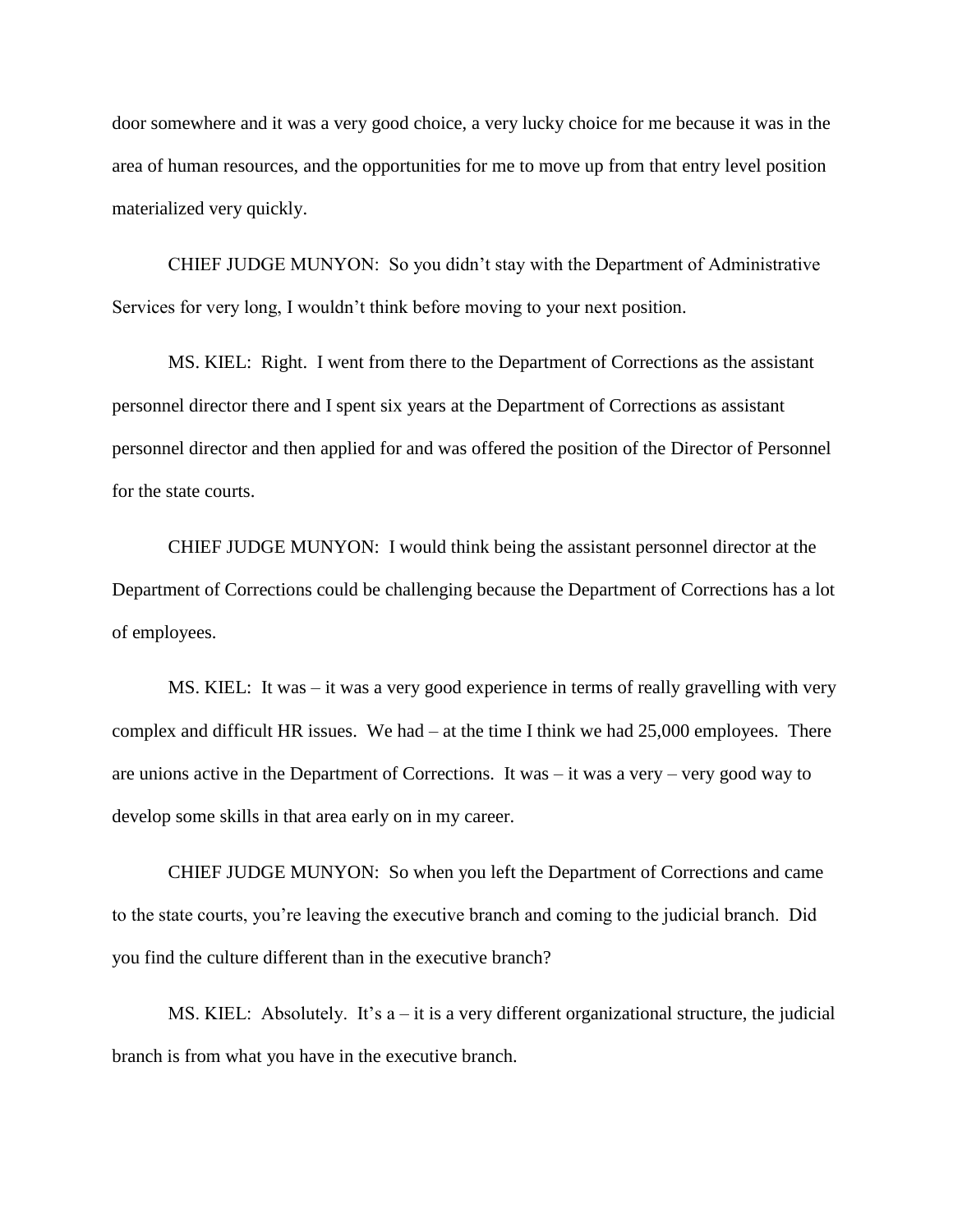door somewhere and it was a very good choice, a very lucky choice for me because it was in the area of human resources, and the opportunities for me to move up from that entry level position materialized very quickly.

CHIEF JUDGE MUNYON: So you didn't stay with the Department of Administrative Services for very long, I wouldn't think before moving to your next position.

MS. KIEL: Right. I went from there to the Department of Corrections as the assistant personnel director there and I spent six years at the Department of Corrections as assistant personnel director and then applied for and was offered the position of the Director of Personnel for the state courts.

CHIEF JUDGE MUNYON: I would think being the assistant personnel director at the Department of Corrections could be challenging because the Department of Corrections has a lot of employees.

MS. KIEL: It was – it was a very good experience in terms of really gravelling with very complex and difficult HR issues. We had – at the time I think we had 25,000 employees. There are unions active in the Department of Corrections. It was – it was a very – very good way to develop some skills in that area early on in my career.

CHIEF JUDGE MUNYON: So when you left the Department of Corrections and came to the state courts, you're leaving the executive branch and coming to the judicial branch. Did you find the culture different than in the executive branch?

MS. KIEL: Absolutely. It's a – it is a very different organizational structure, the judicial branch is from what you have in the executive branch.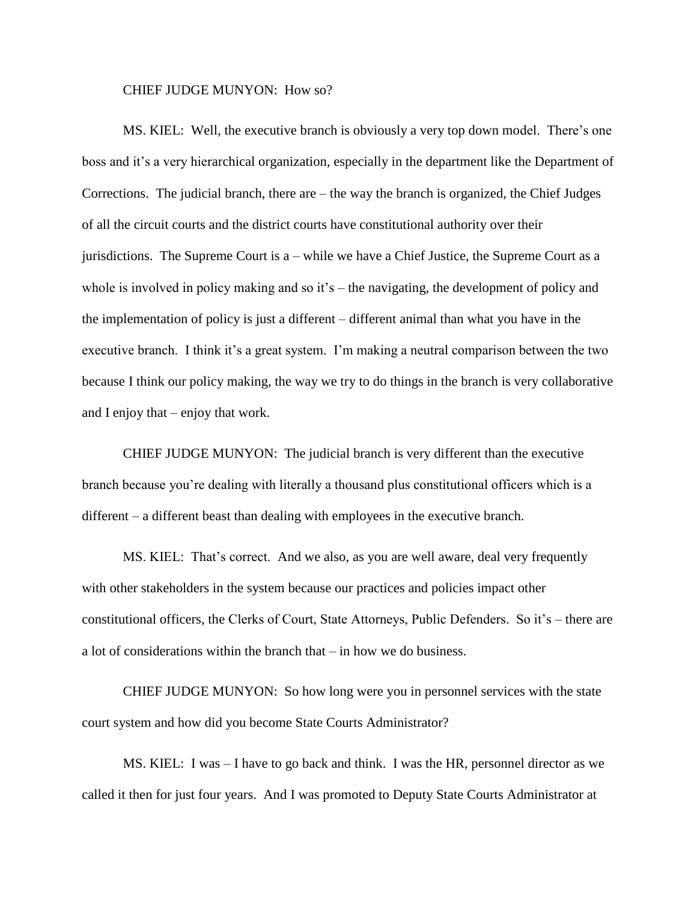CHIEF JUDGE MUNYON: How so?

MS. KIEL: Well, the executive branch is obviously a very top down model. There's one boss and it's a very hierarchical organization, especially in the department like the Department of Corrections. The judicial branch, there are – the way the branch is organized, the Chief Judges of all the circuit courts and the district courts have constitutional authority over their jurisdictions. The Supreme Court is a – while we have a Chief Justice, the Supreme Court as a whole is involved in policy making and so it's – the navigating, the development of policy and the implementation of policy is just a different – different animal than what you have in the executive branch. I think it's a great system. I'm making a neutral comparison between the two because I think our policy making, the way we try to do things in the branch is very collaborative and I enjoy that – enjoy that work.

CHIEF JUDGE MUNYON: The judicial branch is very different than the executive branch because you're dealing with literally a thousand plus constitutional officers which is a different – a different beast than dealing with employees in the executive branch.

MS. KIEL: That's correct. And we also, as you are well aware, deal very frequently with other stakeholders in the system because our practices and policies impact other constitutional officers, the Clerks of Court, State Attorneys, Public Defenders. So it's – there are a lot of considerations within the branch that – in how we do business.

CHIEF JUDGE MUNYON: So how long were you in personnel services with the state court system and how did you become State Courts Administrator?

MS. KIEL: I was – I have to go back and think. I was the HR, personnel director as we called it then for just four years. And I was promoted to Deputy State Courts Administrator at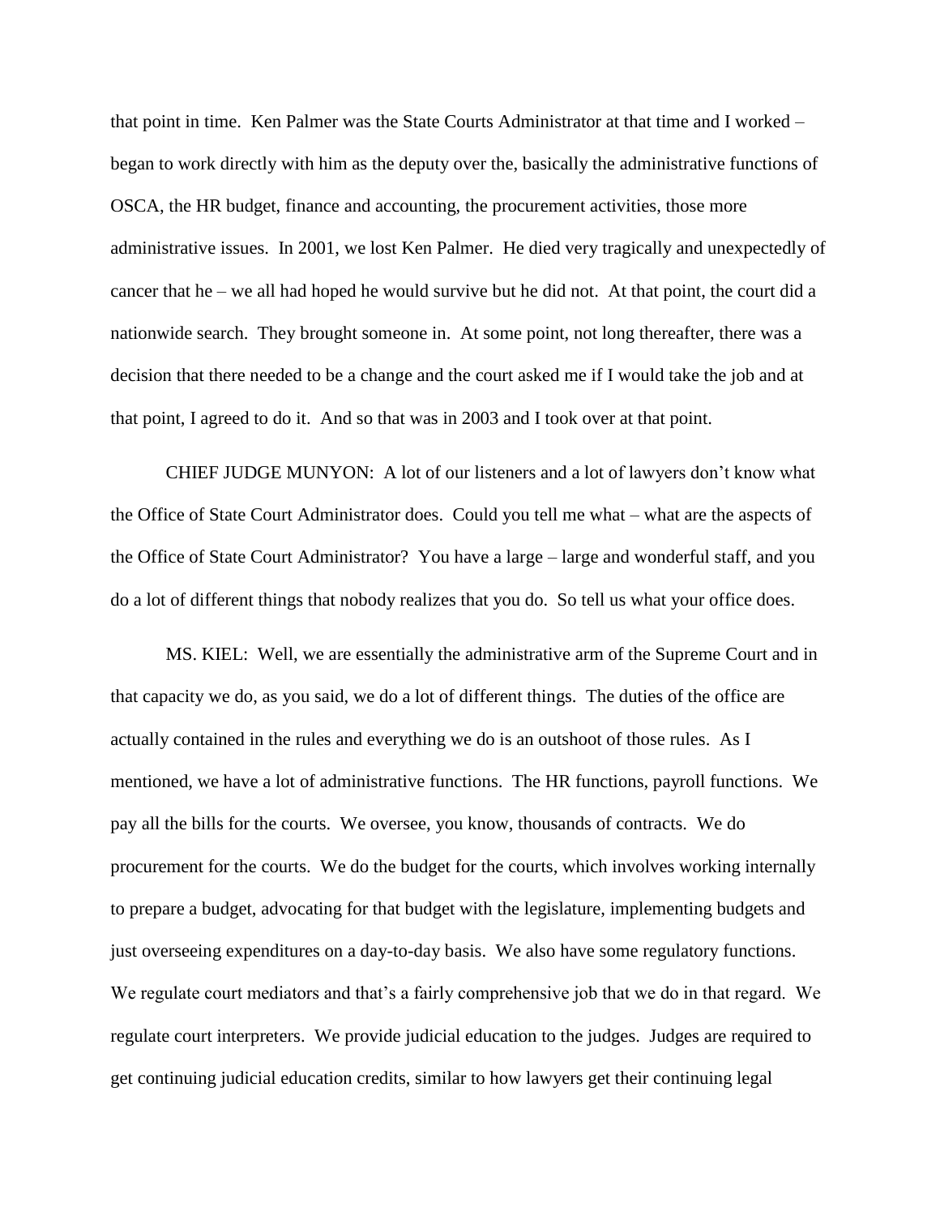that point in time. Ken Palmer was the State Courts Administrator at that time and I worked – began to work directly with him as the deputy over the, basically the administrative functions of OSCA, the HR budget, finance and accounting, the procurement activities, those more administrative issues. In 2001, we lost Ken Palmer. He died very tragically and unexpectedly of cancer that he – we all had hoped he would survive but he did not. At that point, the court did a nationwide search. They brought someone in. At some point, not long thereafter, there was a decision that there needed to be a change and the court asked me if I would take the job and at that point, I agreed to do it. And so that was in 2003 and I took over at that point.

CHIEF JUDGE MUNYON: A lot of our listeners and a lot of lawyers don't know what the Office of State Court Administrator does. Could you tell me what – what are the aspects of the Office of State Court Administrator? You have a large – large and wonderful staff, and you do a lot of different things that nobody realizes that you do. So tell us what your office does.

MS. KIEL: Well, we are essentially the administrative arm of the Supreme Court and in that capacity we do, as you said, we do a lot of different things. The duties of the office are actually contained in the rules and everything we do is an outshoot of those rules. As I mentioned, we have a lot of administrative functions. The HR functions, payroll functions. We pay all the bills for the courts. We oversee, you know, thousands of contracts. We do procurement for the courts. We do the budget for the courts, which involves working internally to prepare a budget, advocating for that budget with the legislature, implementing budgets and just overseeing expenditures on a day-to-day basis. We also have some regulatory functions. We regulate court mediators and that's a fairly comprehensive job that we do in that regard. We regulate court interpreters. We provide judicial education to the judges. Judges are required to get continuing judicial education credits, similar to how lawyers get their continuing legal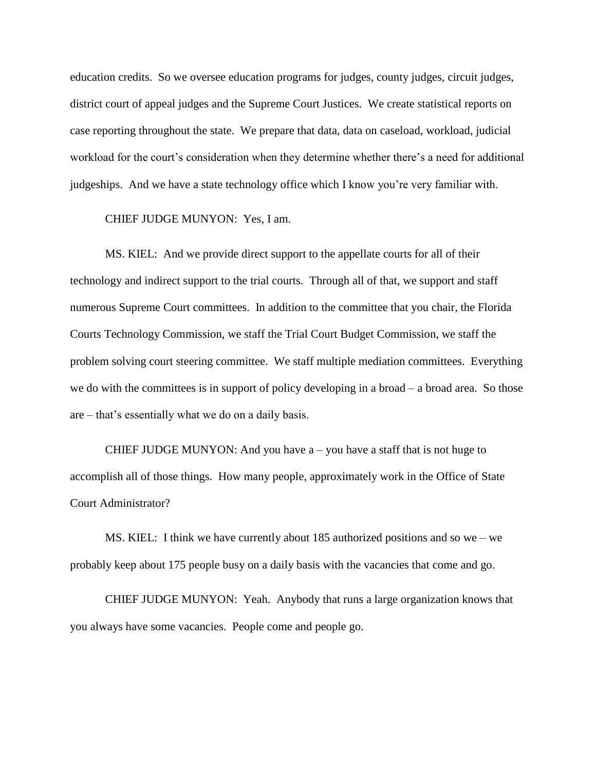education credits. So we oversee education programs for judges, county judges, circuit judges, district court of appeal judges and the Supreme Court Justices. We create statistical reports on case reporting throughout the state. We prepare that data, data on caseload, workload, judicial workload for the court's consideration when they determine whether there's a need for additional judgeships. And we have a state technology office which I know you're very familiar with.

CHIEF JUDGE MUNYON: Yes, I am.

MS. KIEL: And we provide direct support to the appellate courts for all of their technology and indirect support to the trial courts. Through all of that, we support and staff numerous Supreme Court committees. In addition to the committee that you chair, the Florida Courts Technology Commission, we staff the Trial Court Budget Commission, we staff the problem solving court steering committee. We staff multiple mediation committees. Everything we do with the committees is in support of policy developing in a broad – a broad area. So those are – that's essentially what we do on a daily basis.

CHIEF JUDGE MUNYON: And you have a – you have a staff that is not huge to accomplish all of those things. How many people, approximately work in the Office of State Court Administrator?

MS. KIEL: I think we have currently about 185 authorized positions and so we – we probably keep about 175 people busy on a daily basis with the vacancies that come and go.

CHIEF JUDGE MUNYON: Yeah. Anybody that runs a large organization knows that you always have some vacancies. People come and people go.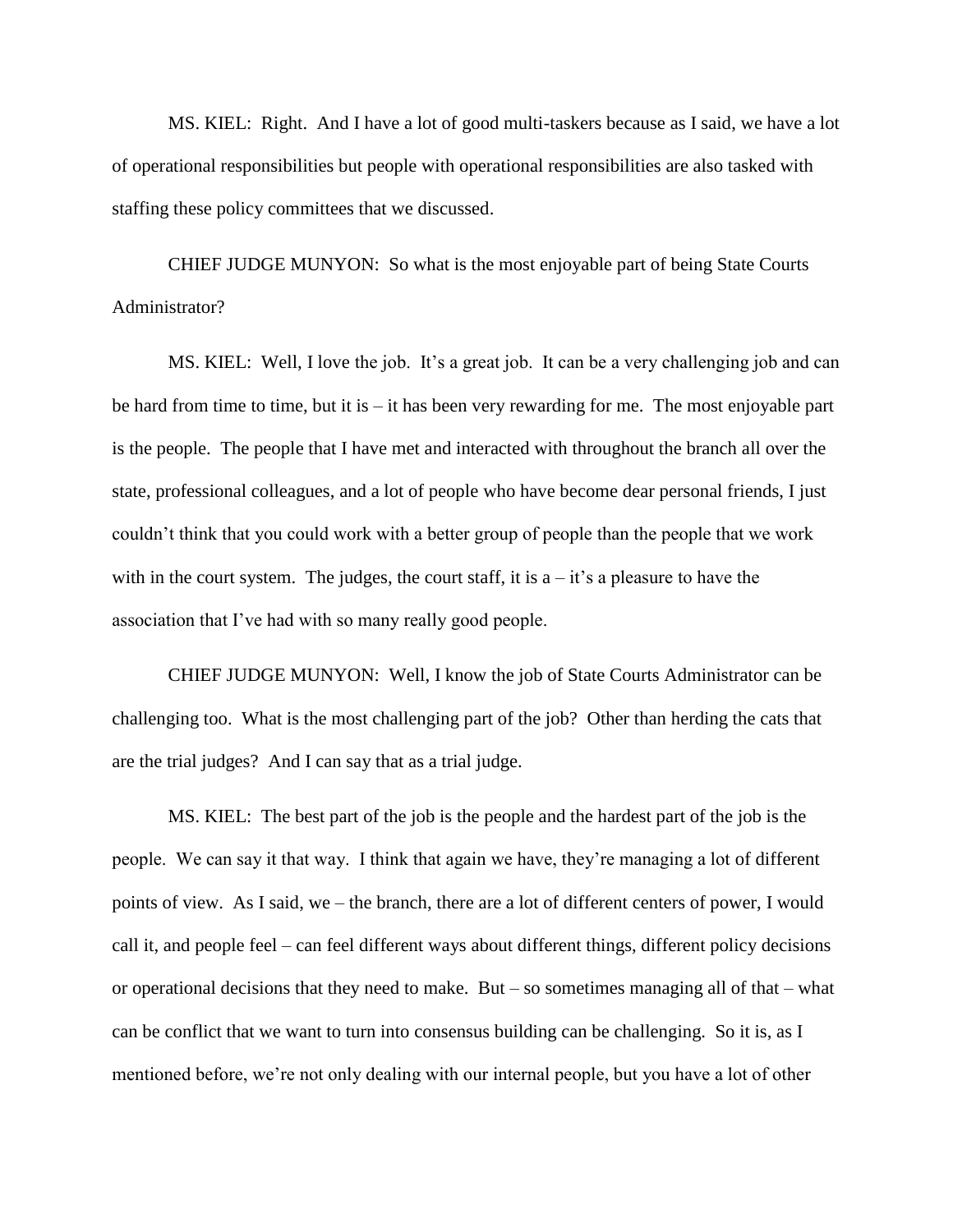MS. KIEL: Right. And I have a lot of good multi-taskers because as I said, we have a lot of operational responsibilities but people with operational responsibilities are also tasked with staffing these policy committees that we discussed.

CHIEF JUDGE MUNYON: So what is the most enjoyable part of being State Courts Administrator?

MS. KIEL: Well, I love the job. It's a great job. It can be a very challenging job and can be hard from time to time, but it is – it has been very rewarding for me. The most enjoyable part is the people. The people that I have met and interacted with throughout the branch all over the state, professional colleagues, and a lot of people who have become dear personal friends, I just couldn't think that you could work with a better group of people than the people that we work with in the court system. The judges, the court staff, it is a – it's a pleasure to have the association that I've had with so many really good people.

CHIEF JUDGE MUNYON: Well, I know the job of State Courts Administrator can be challenging too. What is the most challenging part of the job? Other than herding the cats that are the trial judges? And I can say that as a trial judge.

MS. KIEL: The best part of the job is the people and the hardest part of the job is the people. We can say it that way. I think that again we have, they're managing a lot of different points of view. As I said, we – the branch, there are a lot of different centers of power, I would call it, and people feel – can feel different ways about different things, different policy decisions or operational decisions that they need to make. But – so sometimes managing all of that – what can be conflict that we want to turn into consensus building can be challenging. So it is, as I mentioned before, we're not only dealing with our internal people, but you have a lot of other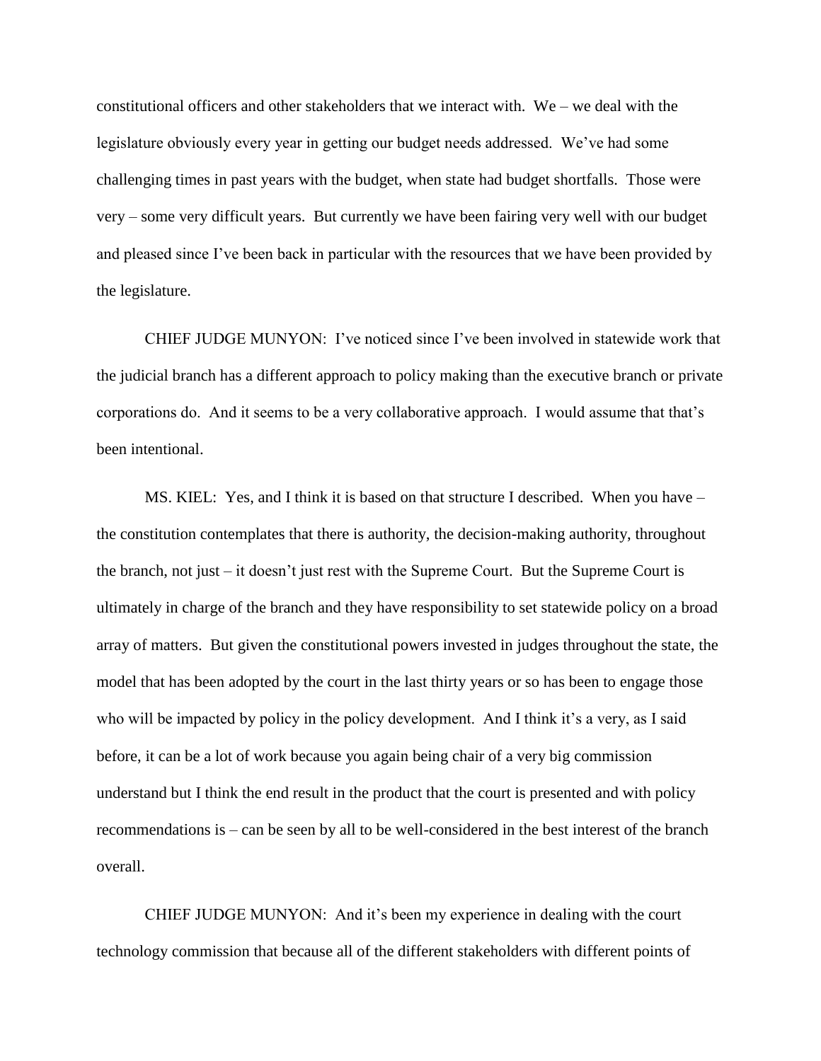constitutional officers and other stakeholders that we interact with. We – we deal with the legislature obviously every year in getting our budget needs addressed. We've had some challenging times in past years with the budget, when state had budget shortfalls. Those were very – some very difficult years. But currently we have been fairing very well with our budget and pleased since I've been back in particular with the resources that we have been provided by the legislature.

CHIEF JUDGE MUNYON: I've noticed since I've been involved in statewide work that the judicial branch has a different approach to policy making than the executive branch or private corporations do. And it seems to be a very collaborative approach. I would assume that that's been intentional.

MS. KIEL: Yes, and I think it is based on that structure I described. When you have – the constitution contemplates that there is authority, the decision-making authority, throughout the branch, not just – it doesn't just rest with the Supreme Court. But the Supreme Court is ultimately in charge of the branch and they have responsibility to set statewide policy on a broad array of matters. But given the constitutional powers invested in judges throughout the state, the model that has been adopted by the court in the last thirty years or so has been to engage those who will be impacted by policy in the policy development. And I think it's a very, as I said before, it can be a lot of work because you again being chair of a very big commission understand but I think the end result in the product that the court is presented and with policy recommendations is – can be seen by all to be well-considered in the best interest of the branch overall.

CHIEF JUDGE MUNYON: And it's been my experience in dealing with the court technology commission that because all of the different stakeholders with different points of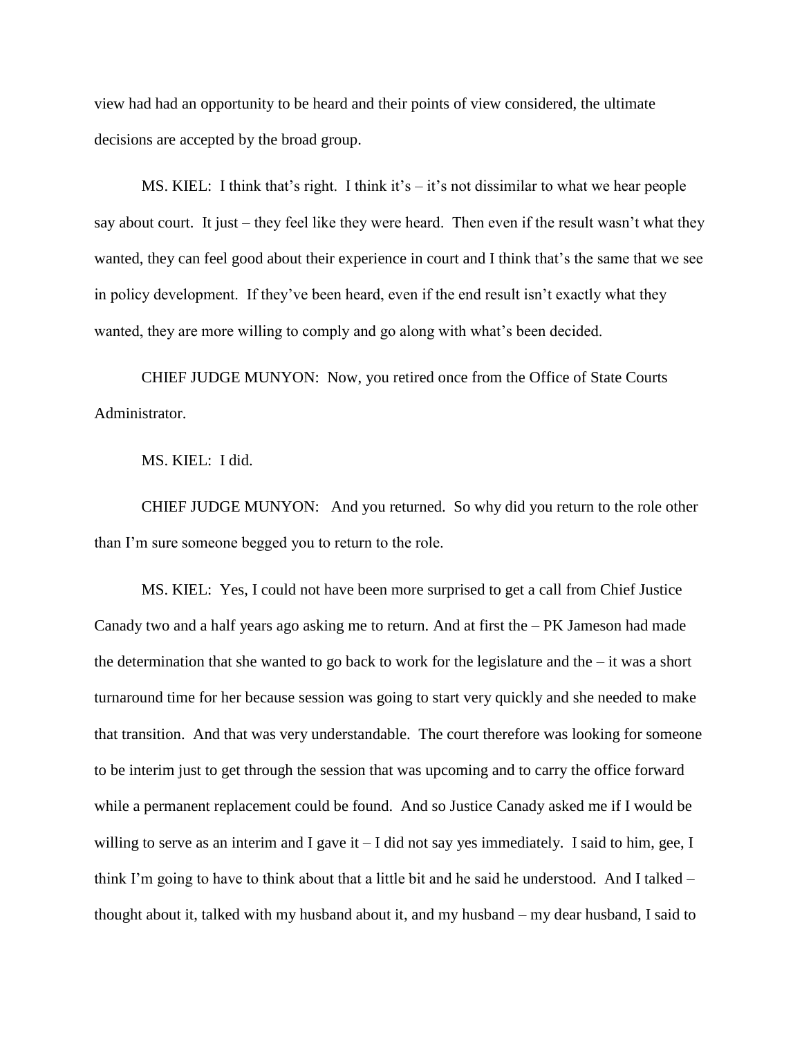view had had an opportunity to be heard and their points of view considered, the ultimate decisions are accepted by the broad group.

MS. KIEL: I think that's right. I think it's – it's not dissimilar to what we hear people say about court. It just – they feel like they were heard. Then even if the result wasn't what they wanted, they can feel good about their experience in court and I think that's the same that we see in policy development. If they've been heard, even if the end result isn't exactly what they wanted, they are more willing to comply and go along with what's been decided.

CHIEF JUDGE MUNYON: Now, you retired once from the Office of State Courts Administrator.

MS. KIEL: I did.

CHIEF JUDGE MUNYON: And you returned. So why did you return to the role other than I'm sure someone begged you to return to the role.

MS. KIEL: Yes, I could not have been more surprised to get a call from Chief Justice Canady two and a half years ago asking me to return. And at first the – PK Jameson had made the determination that she wanted to go back to work for the legislature and the – it was a short turnaround time for her because session was going to start very quickly and she needed to make that transition. And that was very understandable. The court therefore was looking for someone to be interim just to get through the session that was upcoming and to carry the office forward while a permanent replacement could be found. And so Justice Canady asked me if I would be willing to serve as an interim and I gave it – I did not say yes immediately. I said to him, gee, I think I'm going to have to think about that a little bit and he said he understood. And I talked – thought about it, talked with my husband about it, and my husband – my dear husband, I said to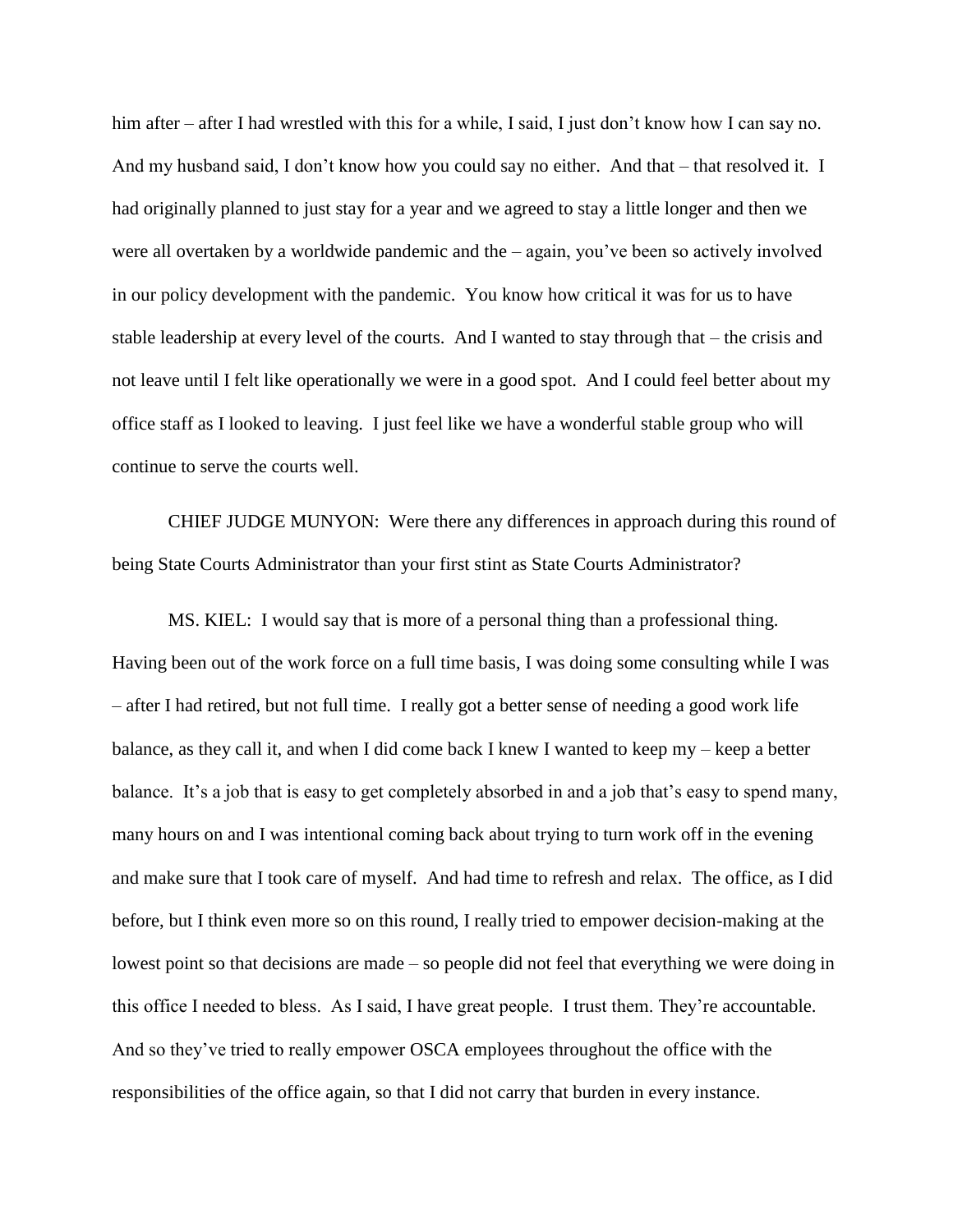him after – after I had wrestled with this for a while, I said, I just don't know how I can say no. And my husband said, I don't know how you could say no either. And that – that resolved it. I had originally planned to just stay for a year and we agreed to stay a little longer and then we were all overtaken by a worldwide pandemic and the – again, you've been so actively involved in our policy development with the pandemic. You know how critical it was for us to have stable leadership at every level of the courts. And I wanted to stay through that – the crisis and not leave until I felt like operationally we were in a good spot. And I could feel better about my office staff as I looked to leaving. I just feel like we have a wonderful stable group who will continue to serve the courts well.

CHIEF JUDGE MUNYON: Were there any differences in approach during this round of being State Courts Administrator than your first stint as State Courts Administrator?

MS. KIEL: I would say that is more of a personal thing than a professional thing. Having been out of the work force on a full time basis, I was doing some consulting while I was – after I had retired, but not full time. I really got a better sense of needing a good work life balance, as they call it, and when I did come back I knew I wanted to keep my – keep a better balance. It's a job that is easy to get completely absorbed in and a job that's easy to spend many, many hours on and I was intentional coming back about trying to turn work off in the evening and make sure that I took care of myself. And had time to refresh and relax. The office, as I did before, but I think even more so on this round, I really tried to empower decision-making at the lowest point so that decisions are made – so people did not feel that everything we were doing in this office I needed to bless. As I said, I have great people. I trust them. They're accountable. And so they've tried to really empower OSCA employees throughout the office with the responsibilities of the office again, so that I did not carry that burden in every instance.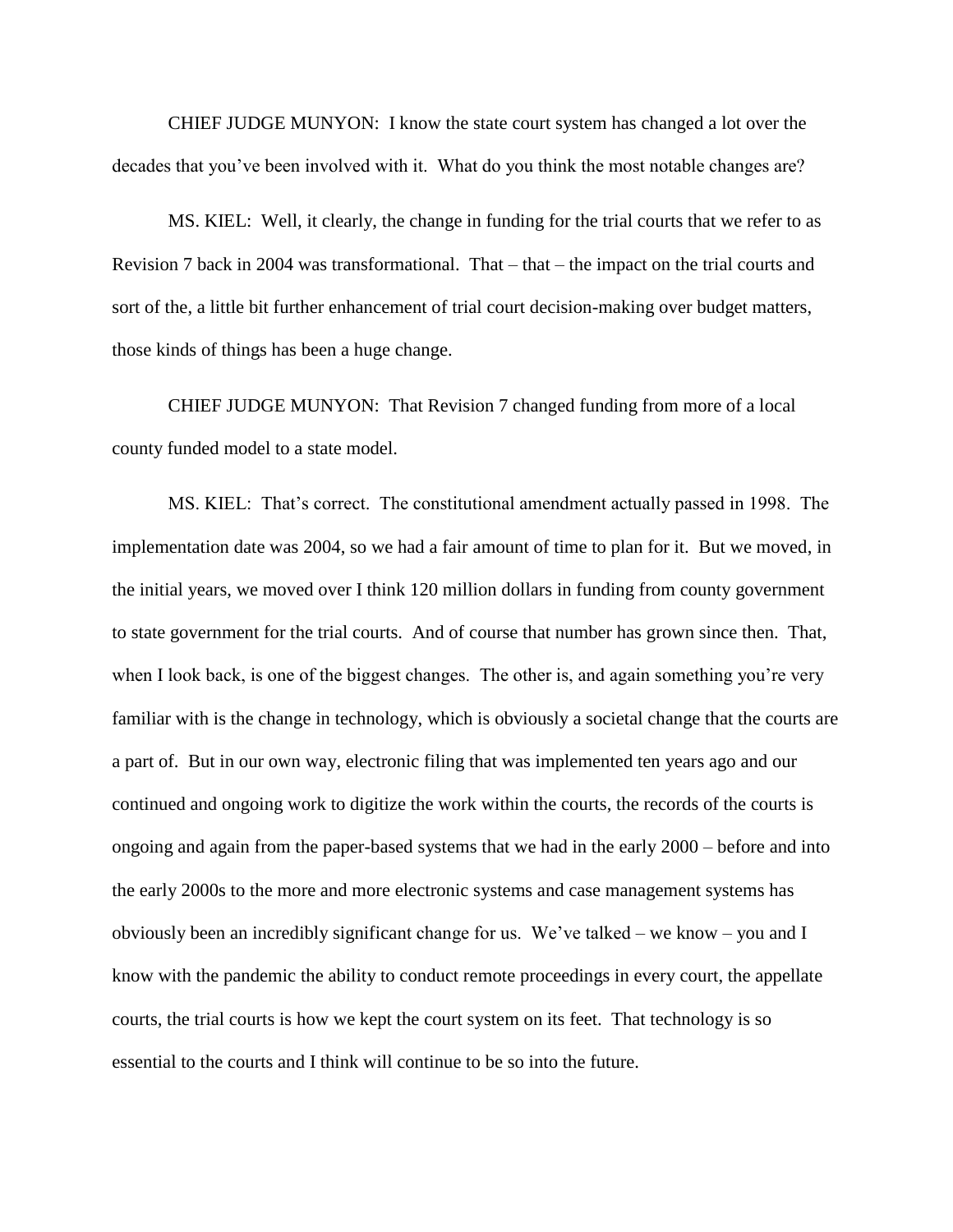CHIEF JUDGE MUNYON: I know the state court system has changed a lot over the decades that you've been involved with it. What do you think the most notable changes are?

MS. KIEL: Well, it clearly, the change in funding for the trial courts that we refer to as Revision 7 back in 2004 was transformational. That – that – the impact on the trial courts and sort of the, a little bit further enhancement of trial court decision-making over budget matters, those kinds of things has been a huge change.

CHIEF JUDGE MUNYON: That Revision 7 changed funding from more of a local county funded model to a state model.

MS. KIEL: That's correct. The constitutional amendment actually passed in 1998. The implementation date was 2004, so we had a fair amount of time to plan for it. But we moved, in the initial years, we moved over I think 120 million dollars in funding from county government to state government for the trial courts. And of course that number has grown since then. That, when I look back, is one of the biggest changes. The other is, and again something you're very familiar with is the change in technology, which is obviously a societal change that the courts are a part of. But in our own way, electronic filing that was implemented ten years ago and our continued and ongoing work to digitize the work within the courts, the records of the courts is ongoing and again from the paper-based systems that we had in the early 2000 – before and into the early 2000s to the more and more electronic systems and case management systems has obviously been an incredibly significant change for us. We've talked – we know – you and I know with the pandemic the ability to conduct remote proceedings in every court, the appellate courts, the trial courts is how we kept the court system on its feet. That technology is so essential to the courts and I think will continue to be so into the future.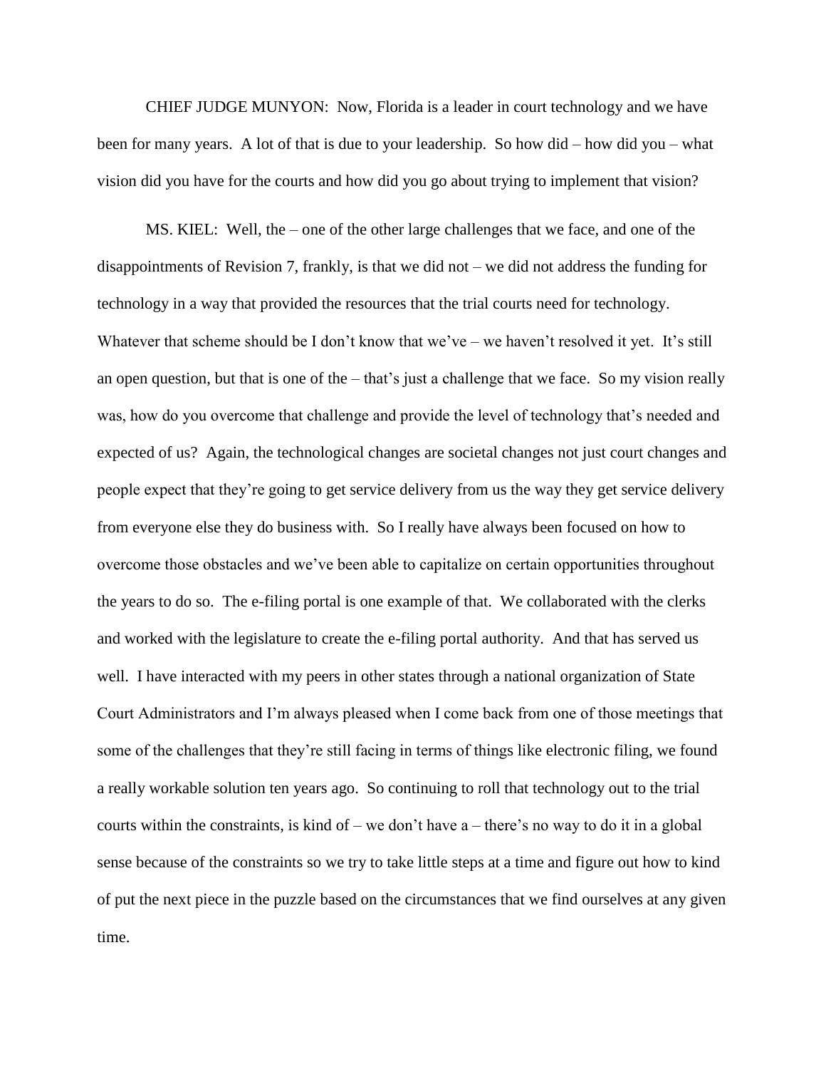CHIEF JUDGE MUNYON: Now, Florida is a leader in court technology and we have been for many years. A lot of that is due to your leadership. So how did – how did you – what vision did you have for the courts and how did you go about trying to implement that vision?

MS. KIEL: Well, the – one of the other large challenges that we face, and one of the disappointments of Revision 7, frankly, is that we did not – we did not address the funding for technology in a way that provided the resources that the trial courts need for technology. Whatever that scheme should be I don't know that we've – we haven't resolved it yet. It's still an open question, but that is one of the – that's just a challenge that we face. So my vision really was, how do you overcome that challenge and provide the level of technology that's needed and expected of us? Again, the technological changes are societal changes not just court changes and people expect that they're going to get service delivery from us the way they get service delivery from everyone else they do business with. So I really have always been focused on how to overcome those obstacles and we've been able to capitalize on certain opportunities throughout the years to do so. The e-filing portal is one example of that. We collaborated with the clerks and worked with the legislature to create the e-filing portal authority. And that has served us well. I have interacted with my peers in other states through a national organization of State Court Administrators and I'm always pleased when I come back from one of those meetings that some of the challenges that they're still facing in terms of things like electronic filing, we found a really workable solution ten years ago. So continuing to roll that technology out to the trial courts within the constraints, is kind of – we don't have a – there's no way to do it in a global sense because of the constraints so we try to take little steps at a time and figure out how to kind of put the next piece in the puzzle based on the circumstances that we find ourselves at any given time.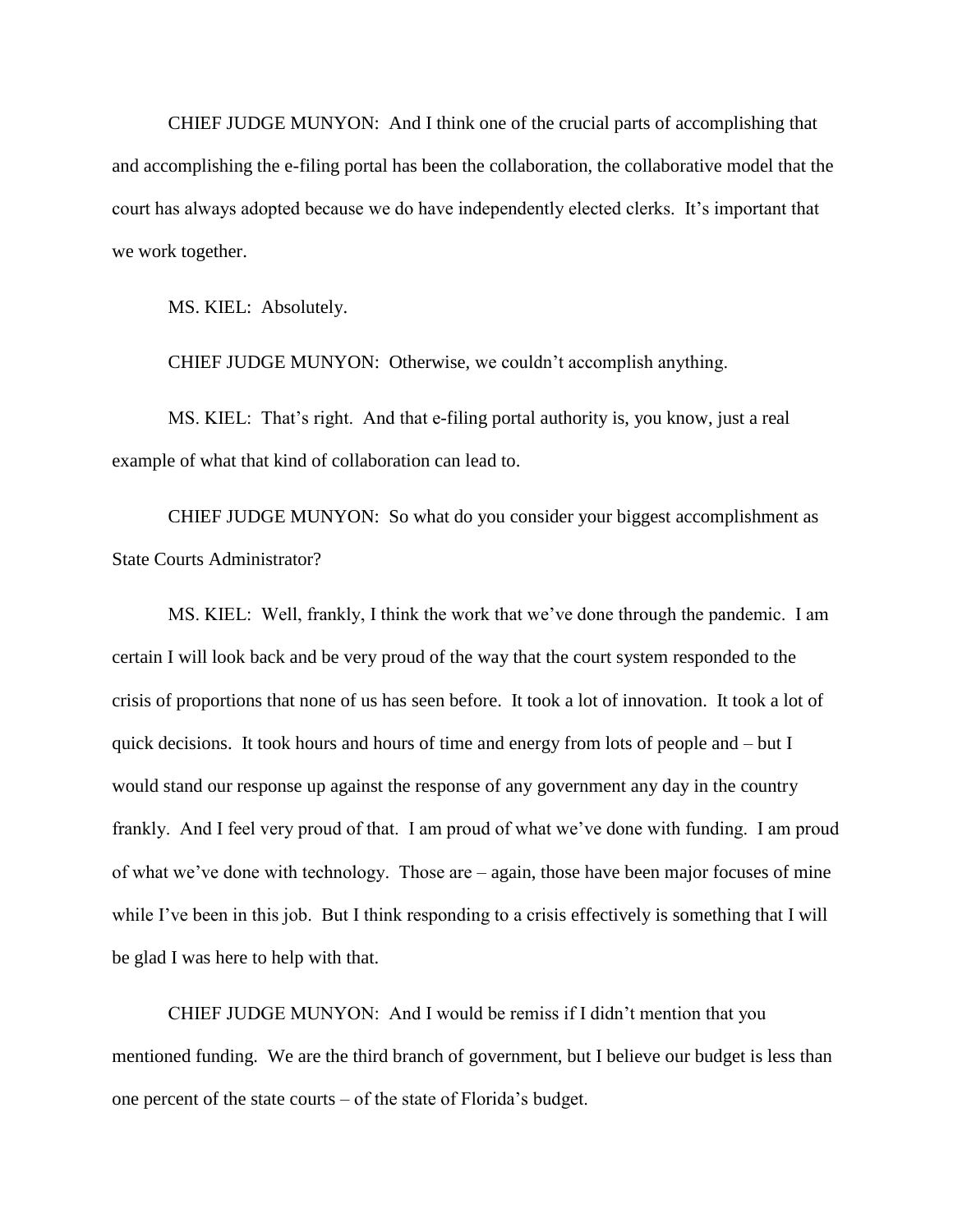CHIEF JUDGE MUNYON: And I think one of the crucial parts of accomplishing that and accomplishing the e-filing portal has been the collaboration, the collaborative model that the court has always adopted because we do have independently elected clerks. It's important that we work together.

MS. KIEL: Absolutely.

CHIEF JUDGE MUNYON: Otherwise, we couldn't accomplish anything.

MS. KIEL: That's right. And that e-filing portal authority is, you know, just a real example of what that kind of collaboration can lead to.

CHIEF JUDGE MUNYON: So what do you consider your biggest accomplishment as State Courts Administrator?

MS. KIEL: Well, frankly, I think the work that we've done through the pandemic. I am certain I will look back and be very proud of the way that the court system responded to the crisis of proportions that none of us has seen before. It took a lot of innovation. It took a lot of quick decisions. It took hours and hours of time and energy from lots of people and – but I would stand our response up against the response of any government any day in the country frankly. And I feel very proud of that. I am proud of what we've done with funding. I am proud of what we've done with technology. Those are – again, those have been major focuses of mine while I've been in this job. But I think responding to a crisis effectively is something that I will be glad I was here to help with that.

CHIEF JUDGE MUNYON: And I would be remiss if I didn't mention that you mentioned funding. We are the third branch of government, but I believe our budget is less than one percent of the state courts – of the state of Florida's budget.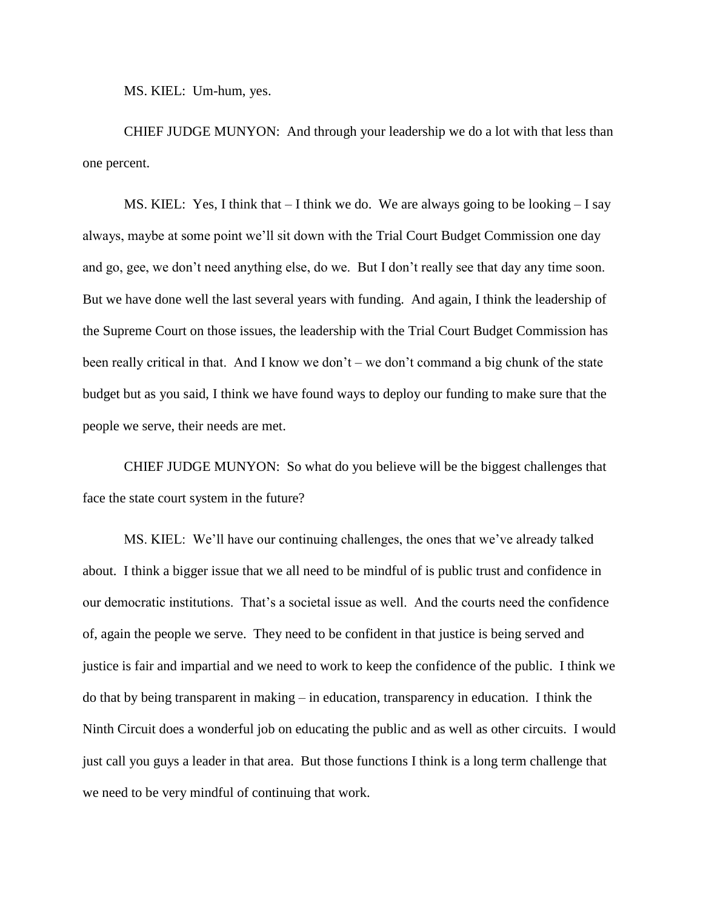MS. KIEL: Um-hum, yes.

CHIEF JUDGE MUNYON: And through your leadership we do a lot with that less than one percent.

MS. KIEL: Yes, I think that – I think we do. We are always going to be looking – I say always, maybe at some point we'll sit down with the Trial Court Budget Commission one day and go, gee, we don't need anything else, do we. But I don't really see that day any time soon. But we have done well the last several years with funding. And again, I think the leadership of the Supreme Court on those issues, the leadership with the Trial Court Budget Commission has been really critical in that. And I know we don't – we don't command a big chunk of the state budget but as you said, I think we have found ways to deploy our funding to make sure that the people we serve, their needs are met.

CHIEF JUDGE MUNYON: So what do you believe will be the biggest challenges that face the state court system in the future?

MS. KIEL: We'll have our continuing challenges, the ones that we've already talked about. I think a bigger issue that we all need to be mindful of is public trust and confidence in our democratic institutions. That's a societal issue as well. And the courts need the confidence of, again the people we serve. They need to be confident in that justice is being served and justice is fair and impartial and we need to work to keep the confidence of the public. I think we do that by being transparent in making – in education, transparency in education. I think the Ninth Circuit does a wonderful job on educating the public and as well as other circuits. I would just call you guys a leader in that area. But those functions I think is a long term challenge that we need to be very mindful of continuing that work.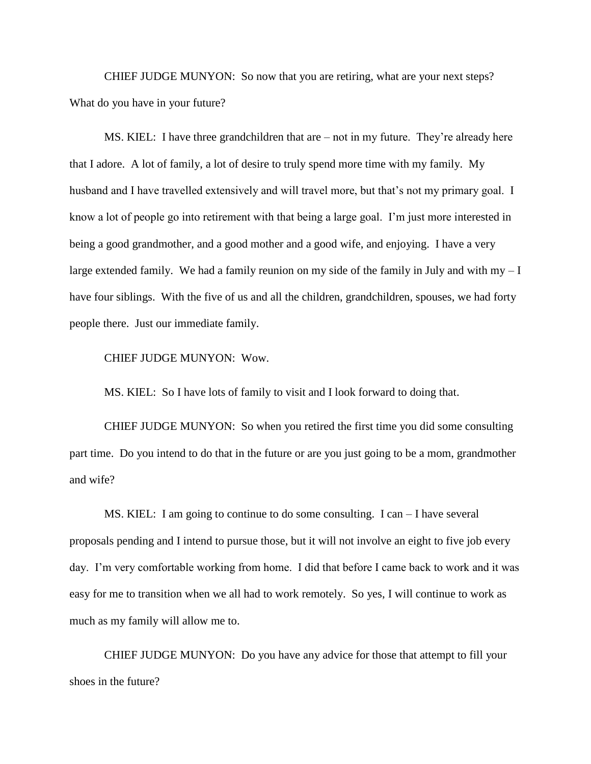CHIEF JUDGE MUNYON: So now that you are retiring, what are your next steps? What do you have in your future?

MS. KIEL: I have three grandchildren that are – not in my future. They're already here that I adore. A lot of family, a lot of desire to truly spend more time with my family. My husband and I have travelled extensively and will travel more, but that's not my primary goal. I know a lot of people go into retirement with that being a large goal. I'm just more interested in being a good grandmother, and a good mother and a good wife, and enjoying. I have a very large extended family. We had a family reunion on my side of the family in July and with my – I have four siblings. With the five of us and all the children, grandchildren, spouses, we had forty people there. Just our immediate family.

CHIEF JUDGE MUNYON: Wow.

MS. KIEL: So I have lots of family to visit and I look forward to doing that.

CHIEF JUDGE MUNYON: So when you retired the first time you did some consulting part time. Do you intend to do that in the future or are you just going to be a mom, grandmother and wife?

MS. KIEL: I am going to continue to do some consulting. I can – I have several proposals pending and I intend to pursue those, but it will not involve an eight to five job every day. I'm very comfortable working from home. I did that before I came back to work and it was easy for me to transition when we all had to work remotely. So yes, I will continue to work as much as my family will allow me to.

CHIEF JUDGE MUNYON: Do you have any advice for those that attempt to fill your shoes in the future?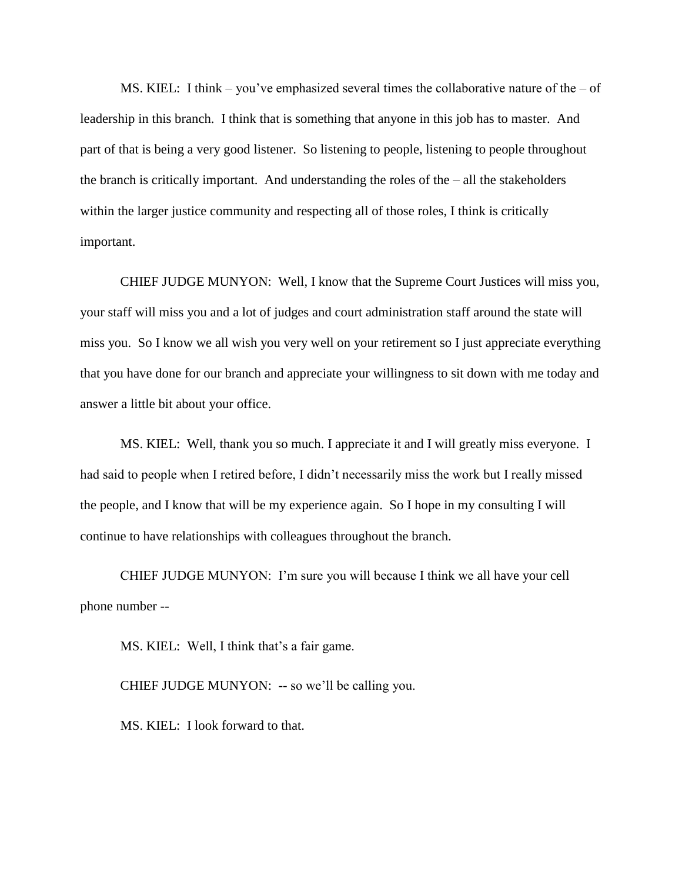MS. KIEL: I think – you've emphasized several times the collaborative nature of the – of leadership in this branch. I think that is something that anyone in this job has to master. And part of that is being a very good listener. So listening to people, listening to people throughout the branch is critically important. And understanding the roles of the – all the stakeholders within the larger justice community and respecting all of those roles, I think is critically important.

CHIEF JUDGE MUNYON: Well, I know that the Supreme Court Justices will miss you, your staff will miss you and a lot of judges and court administration staff around the state will miss you. So I know we all wish you very well on your retirement so I just appreciate everything that you have done for our branch and appreciate your willingness to sit down with me today and answer a little bit about your office.

MS. KIEL: Well, thank you so much. I appreciate it and I will greatly miss everyone. I had said to people when I retired before, I didn't necessarily miss the work but I really missed the people, and I know that will be my experience again. So I hope in my consulting I will continue to have relationships with colleagues throughout the branch.

CHIEF JUDGE MUNYON: I'm sure you will because I think we all have your cell phone number --

MS. KIEL: Well, I think that's a fair game.

CHIEF JUDGE MUNYON: -- so we'll be calling you.

MS. KIEL: I look forward to that.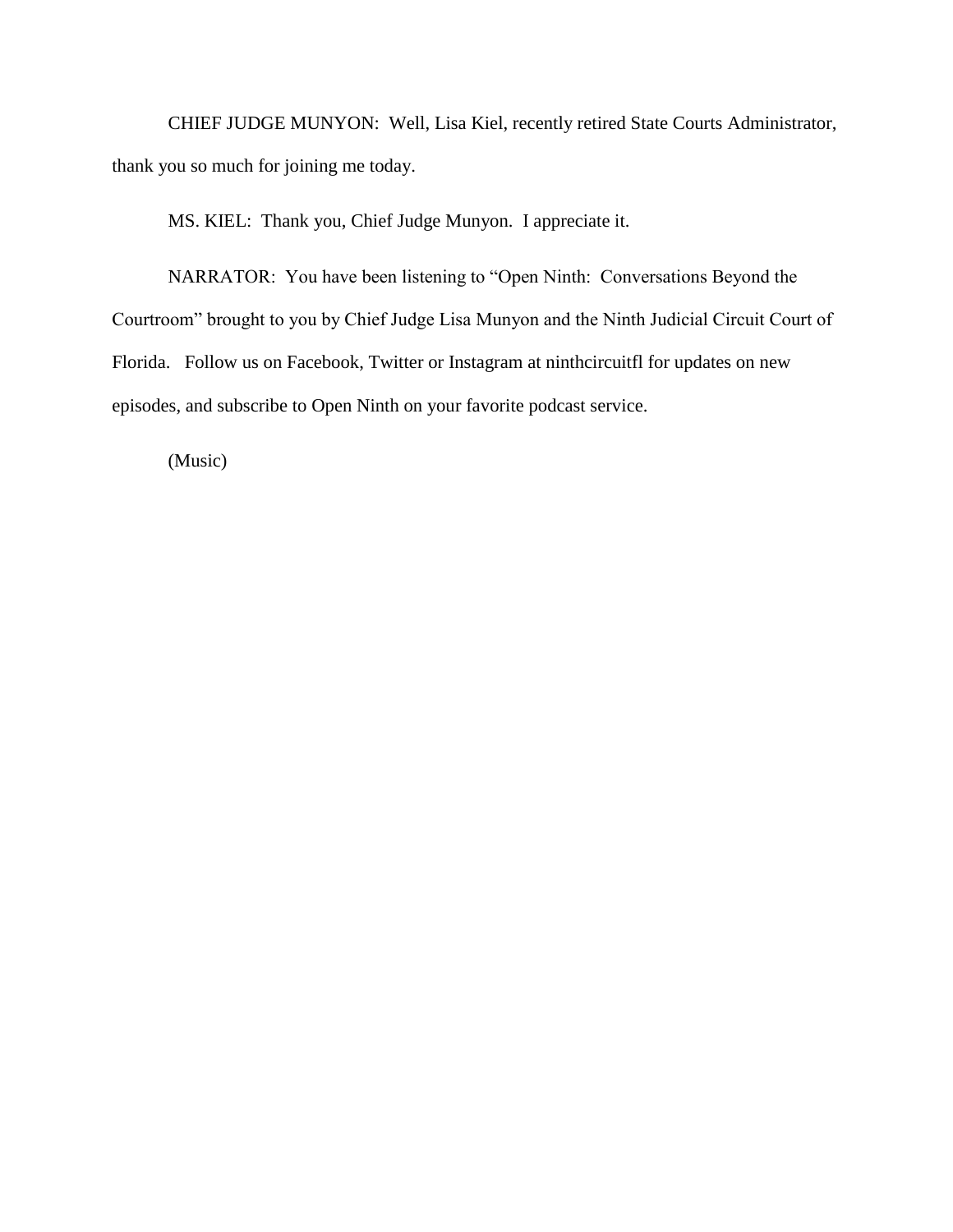CHIEF JUDGE MUNYON: Well, Lisa Kiel, recently retired State Courts Administrator, thank you so much for joining me today.

MS. KIEL: Thank you, Chief Judge Munyon. I appreciate it.

NARRATOR: You have been listening to "Open Ninth: Conversations Beyond the Courtroom" brought to you by Chief Judge Lisa Munyon and the Ninth Judicial Circuit Court of Florida. Follow us on Facebook, Twitter or Instagram at ninthcircuitfl for updates on new episodes, and subscribe to Open Ninth on your favorite podcast service.

(Music)